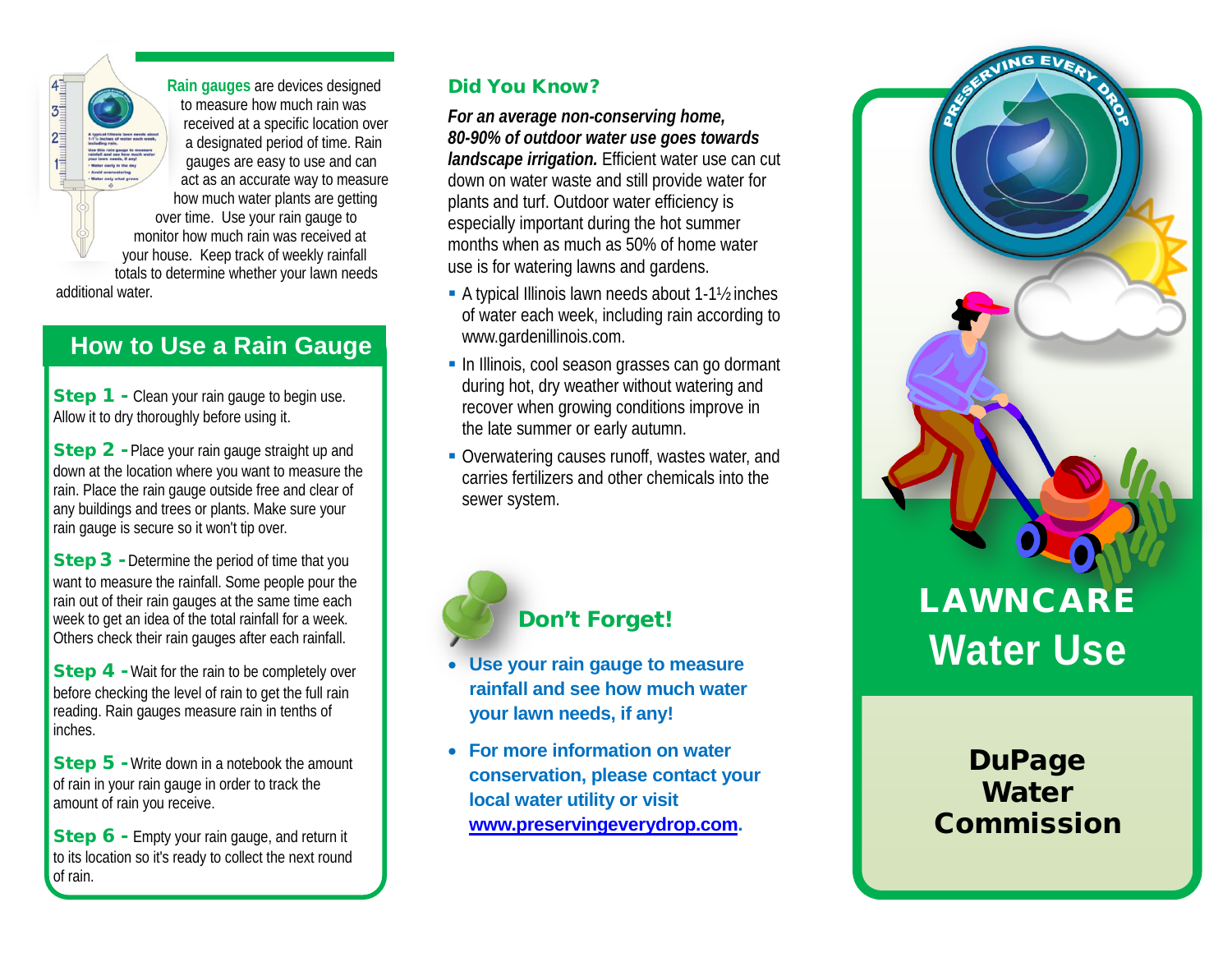**Rain gauges** are devices designed to measure how much rain was received at a specific location over a designated period of time. Rain gauges are easy to use and can act as an accurate way to measure how much water plants are getting over time. Use your rain gauge to monitor how much rain was received at your house. Keep track of weekly rainfall totals to determine whether your lawn needs additional water.

## How to Use a Rain Gauge

**Step 1 -** Clean your rain gauge to begin use. Allow it to dry thoroughly before using it.

**Step 2 -** Place your rain gauge straight up and down at the location where you want to measure the rain. Place the rain gauge outside free and clear of any buildings and trees or plants. Make sure your rain gauge is secure so it won't tip over.

**Step 3 -** Determine the period of time that you want to measure the rainfall. Some people pour the rain out of their rain gauges at the same time each week to get an idea of the total rainfall for a week. Others check their rain gauges after each rainfall.

**Step 4 -** Wait for the rain to be completely over before checking the level of rain to get the full rain reading. Rain gauges measure rain in tenths of inches.

**Step 5 -** Write down in a notebook the amount of rain in your rain gauge in order to track the amount of rain you receive.

**Step 6 -** Empty your rain gauge, and return it to its location so it's ready to collect the next round of rain.

## Did You Know?

***For an average non-conserving home, 80-90% of outdoor water use goes towards landscape irrigation.*** Efficient water use can cut down on water waste and still provide water for plants and turf. Outdoor water efficiency is especially important during the hot summer months when as much as 50% of home water use is for watering lawns and gardens.

- A typical Illinois lawn needs about 1-1½ inches of water each week, including rain according to www.gardenillinois.com.
- In Illinois, cool season grasses can go dormant during hot, dry weather without watering and recover when growing conditions improve in the late summer or early autumn.
- Overwatering causes runoff, wastes water, and carries fertilizers and other chemicals into the sewer system.

## Don't Forget!

- **Use your rain gauge to measure rainfall and see how much water your lawn needs, if any!**
- **For more information on water conservation, please contact your local water utility or visit www.preservingeverydrop.com.**

PRESERVING EVERY DROP

# LAWNCARE Water Use

## DuPage Water Commission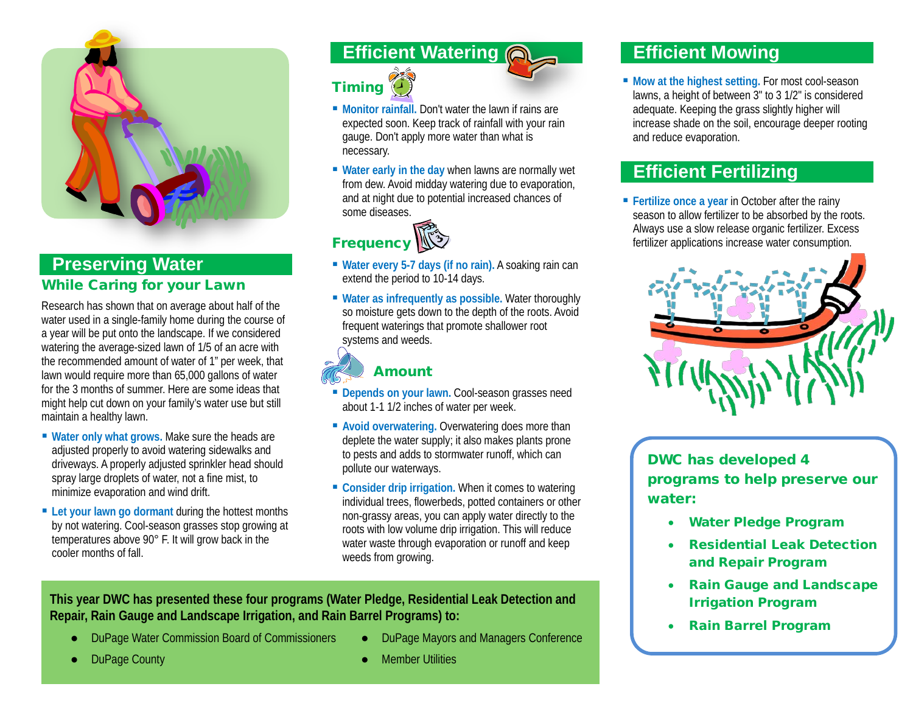## Preserving Water

### While Caring for your Lawn

Research has shown that on average about half of the water used in a single-family home during the course of a year will be put onto the landscape. If we considered watering the average-sized lawn of 1/5 of an acre with the recommended amount of water of 1" per week, that lawn would require more than 65,000 gallons of water for the 3 months of summer. Here are some ideas that might help cut down on your family's water use but still maintain a healthy lawn.

- **Water only what grows.** Make sure the heads are adjusted properly to avoid watering sidewalks and driveways. A properly adjusted sprinkler head should spray large droplets of water, not a fine mist, to minimize evaporation and wind drift.
- **Let your lawn go dormant** during the hottest months by not watering. Cool-season grasses stop growing at temperatures above 90° F. It will grow back in the cooler months of fall.

## Efficient Watering

### Timing

- **Monitor rainfall.** Don't water the lawn if rains are expected soon. Keep track of rainfall with your rain gauge. Don't apply more water than what is necessary.
- **Water early in the day** when lawns are normally wet from dew. Avoid midday watering due to evaporation, and at night due to potential increased chances of some diseases.

### Frequency

- **Water every 5-7 days (if no rain).** A soaking rain can extend the period to 10-14 days.
- **Water as infrequently as possible.** Water thoroughly so moisture gets down to the depth of the roots. Avoid frequent waterings that promote shallower root systems and weeds.

### Amount

- **Depends on your lawn.** Cool-season grasses need about 1-1 1/2 inches of water per week.
- **Avoid overwatering.** Overwatering does more than deplete the water supply; it also makes plants prone to pests and adds to stormwater runoff, which can pollute our waterways.
- **Consider drip irrigation.** When it comes to watering individual trees, flowerbeds, potted containers or other non-grassy areas, you can apply water directly to the roots with low volume drip irrigation. This will reduce water waste through evaporation or runoff and keep weeds from growing.

## Efficient Mowing

- **Mow at the highest setting.** For most cool-season lawns, a height of between 3" to 3 1/2" is considered adequate. Keeping the grass slightly higher will increase shade on the soil, encourage deeper rooting and reduce evaporation.

## Efficient Fertilizing

- **Fertilize once a year** in October after the rainy season to allow fertilizer to be absorbed by the roots. Always use a slow release organic fertilizer. Excess fertilizer applications increase water consumption.

**DWC has developed 4 programs to help preserve our water:**

- **Water Pledge Program**
- **Residential Leak Detection and Repair Program**
- **Rain Gauge and Landscape Irrigation Program**
- **Rain Barrel Program**

**This year DWC has presented these four programs (Water Pledge, Residential Leak Detection and Repair, Rain Gauge and Landscape Irrigation, and Rain Barrel Programs) to:**

- DuPage Water Commission Board of Commissioners
- DuPage County
- DuPage Mayors and Managers Conference
- Member Utilities